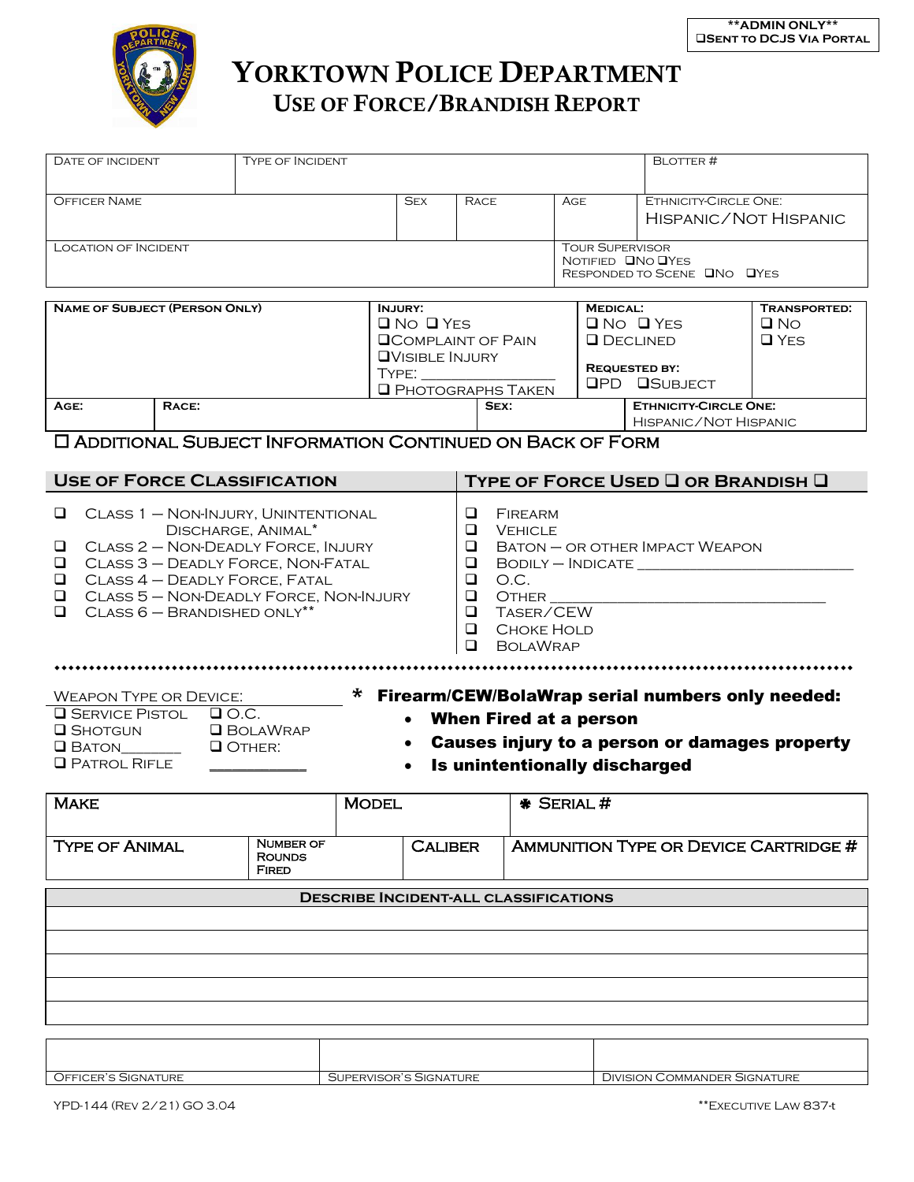**ADMIN ONLY**
❑ SENT TO DCJS VIA PORTAL

# YORKTOWN POLICE DEPARTMENT
## USE OF FORCE/BRANDISH REPORT

| DATE OF INCIDENT | TYPE OF INCIDENT | | | | BLOTTER # |
|---|---|---|---|---|---|
| OFFICER NAME | SEX | RACE | AGE | ETHNICITY-CIRCLE ONE: HISPANIC/NOT HISPANIC | |
| LOCATION OF INCIDENT | | | TOUR SUPERVISOR<br>NOTIFIED ❑NO ❑YES<br>RESPONDED TO SCENE ❑NO ❑YES | | |

| NAME OF SUBJECT (PERSON ONLY) | INJURY:<br>❑ NO ❑ YES<br>❑COMPLAINT OF PAIN<br>❑VISIBLE INJURY<br>TYPE: ______________<br>❑ PHOTOGRAPHS TAKEN | MEDICAL:<br>❑ NO ❑ YES<br>❑ DECLINED<br>REQUESTED BY:<br>❑PD ❑SUBJECT | TRANSPORTED:<br>❑ NO<br>❑ YES |
|---|---|---|---|
| AGE: | RACE: | SEX: | ETHNICITY-CIRCLE ONE: HISPANIC/NOT HISPANIC |

❑ ADDITIONAL SUBJECT INFORMATION CONTINUED ON BACK OF FORM

| USE OF FORCE CLASSIFICATION | TYPE OF FORCE USED ❑ OR BRANDISH ❑ |
|---|---|
| ❑ CLASS 1 – NON-INJURY, UNINTENTIONAL DISCHARGE, ANIMAL* | ❑ FIREARM |
| ❑ CLASS 2 – NON-DEADLY FORCE, INJURY | ❑ VEHICLE |
| ❑ CLASS 3 – DEADLY FORCE, NON-FATAL | ❑ BATON – OR OTHER IMPACT WEAPON |
| ❑ CLASS 4 – DEADLY FORCE, FATAL | ❑ BODILY – INDICATE ______________ |
| ❑ CLASS 5 – NON-DEADLY FORCE, NON-INJURY | ❑ O.C. |
| ❑ CLASS 6 – BRANDISHED ONLY** | ❑ OTHER ______________ |
| | ❑ TASER/CEW |
| | ❑ CHOKE HOLD |
| | ❑ BOLAWRAP |

WEAPON TYPE OR DEVICE:

- ❑ SERVICE PISTOL
- ❑ SHOTGUN
- ❑ BATON________
- ❑ PATROL RIFLE
- ❑ O.C.
- ❑ BOLAWRAP
- ❑ OTHER: ___________

**\* Firearm/CEW/BolaWrap serial numbers only needed:**

- **When Fired at a person**
- **Causes injury to a person or damages property**
- **Is unintentionally discharged**

| MAKE | | MODEL | ✱ SERIAL # |
|---|---|---|---|
| TYPE OF ANIMAL | NUMBER OF ROUNDS FIRED | CALIBER | AMMUNITION TYPE OR DEVICE CARTRIDGE # |

| DESCRIBE INCIDENT-ALL CLASSIFICATIONS |
|---|
| |
| |
| |
| |
| |

| OFFICER'S SIGNATURE | SUPERVISOR'S SIGNATURE | DIVISION COMMANDER SIGNATURE |
|---|---|---|

YPD-144 (REV 2/21) GO 3.04

**EXECUTIVE LAW 837-t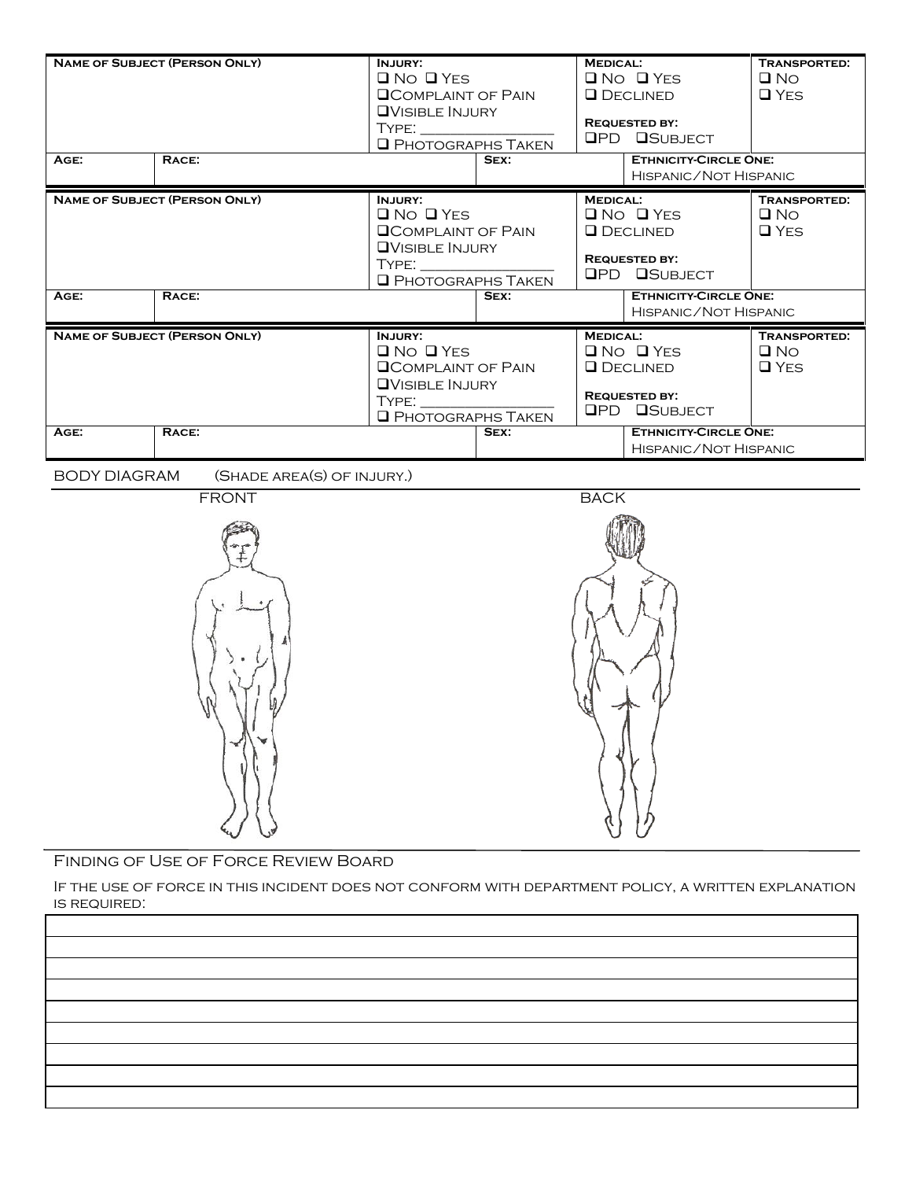| Name of Subject (Person Only) | | Injury: ❑ No ❑ Yes ❑Complaint of Pain ❑Visible Injury Type: ________________ ❑ Photographs Taken | | Medical: ❑ No ❑ Yes ❑ Declined Requested by: ❑PD ❑Subject | | Transported: ❑ No ❑ Yes |
|---|---|---|---|---|---|---|
| Age: | Race: | | Sex: | | Ethnicity-Circle One: Hispanic/Not Hispanic | |

| Name of Subject (Person Only) | | Injury: ❑ No ❑ Yes ❑Complaint of Pain ❑Visible Injury Type: ________________ ❑ Photographs Taken | | Medical: ❑ No ❑ Yes ❑ Declined Requested by: ❑PD ❑Subject | | Transported: ❑ No ❑ Yes |
|---|---|---|---|---|---|---|
| Age: | Race: | | Sex: | | Ethnicity-Circle One: Hispanic/Not Hispanic | |

| Name of Subject (Person Only) | | Injury: ❑ No ❑ Yes ❑Complaint of Pain ❑Visible Injury Type: ________________ ❑ Photographs Taken | | Medical: ❑ No ❑ Yes ❑ Declined Requested by: ❑PD ❑Subject | | Transported: ❑ No ❑ Yes |
|---|---|---|---|---|---|---|
| Age: | Race: | | Sex: | | Ethnicity-Circle One: Hispanic/Not Hispanic | |

BODY DIAGRAM (Shade area(s) of injury.)

FRONT

BACK

## Finding of Use of Force Review Board

If the use of force in this incident does not conform with department policy, a written explanation is required:

| |
|---|
| |
| |
| |
| |
| |
| |
| |
| |